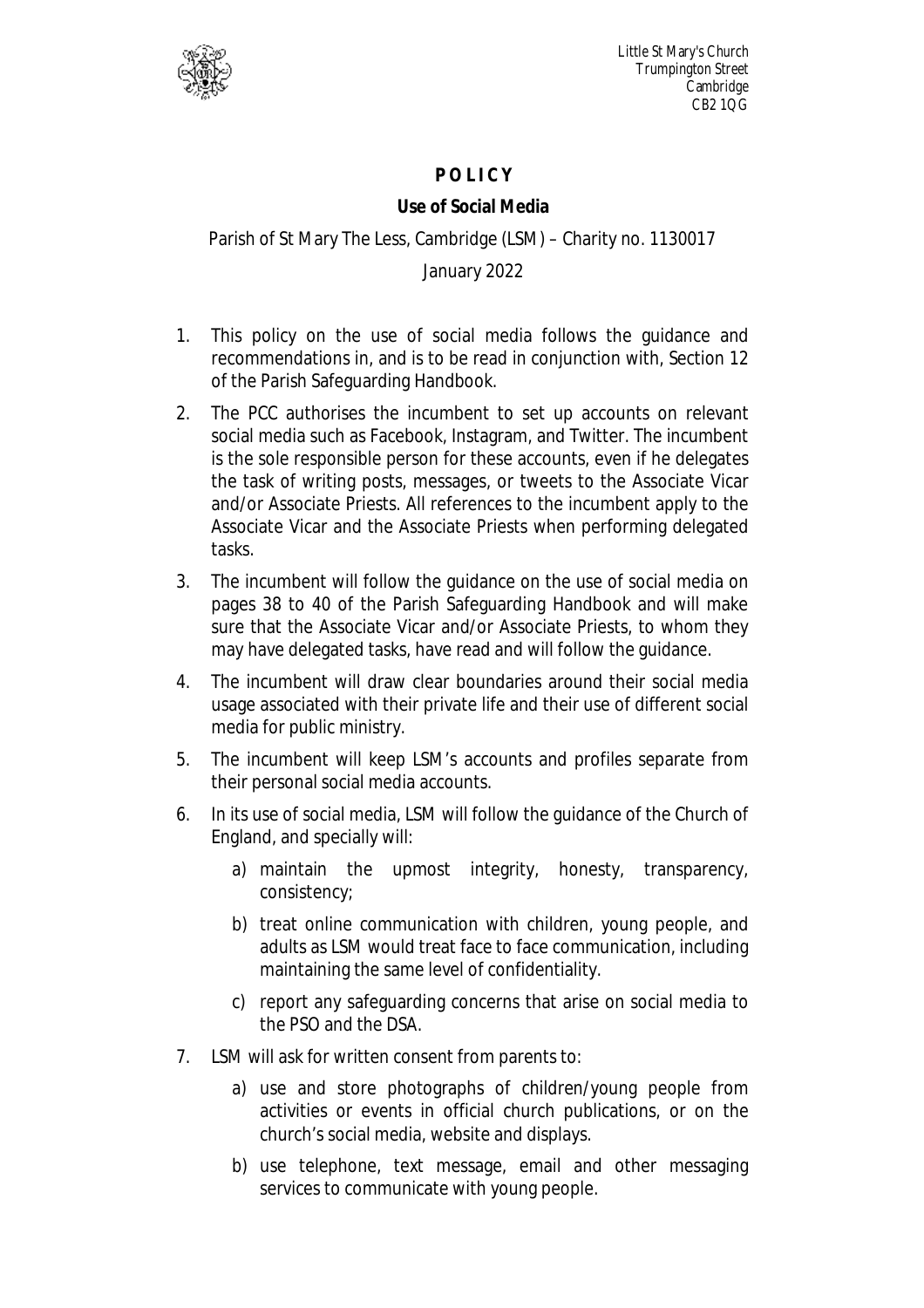Little St Mary's Church
Trumpington Street
Cambridge
CB2 1QG

# POLICY

## Use of Social Media

Parish of St Mary The Less, Cambridge (LSM) – Charity no. 1130017

January 2022

1. This policy on the use of social media follows the guidance and recommendations in, and is to be read in conjunction with, Section 12 of the Parish Safeguarding Handbook.
2. The PCC authorises the incumbent to set up accounts on relevant social media such as Facebook, Instagram, and Twitter. The incumbent is the sole responsible person for these accounts, even if he delegates the task of writing posts, messages, or tweets to the Associate Vicar and/or Associate Priests. All references to the incumbent apply to the Associate Vicar and the Associate Priests when performing delegated tasks.
3. The incumbent will follow the guidance on the use of social media on pages 38 to 40 of the Parish Safeguarding Handbook and will make sure that the Associate Vicar and/or Associate Priests, to whom they may have delegated tasks, have read and will follow the guidance.
4. The incumbent will draw clear boundaries around their social media usage associated with their private life and their use of different social media for public ministry.
5. The incumbent will keep LSM's accounts and profiles separate from their personal social media accounts.
6. In its use of social media, LSM will follow the guidance of the Church of England, and specially will:
   a) maintain the upmost integrity, honesty, transparency, consistency;
   b) treat online communication with children, young people, and adults as LSM would treat face to face communication, including maintaining the same level of confidentiality.
   c) report any safeguarding concerns that arise on social media to the PSO and the DSA.
7. LSM will ask for written consent from parents to:
   a) use and store photographs of children/young people from activities or events in official church publications, or on the church's social media, website and displays.
   b) use telephone, text message, email and other messaging services to communicate with young people.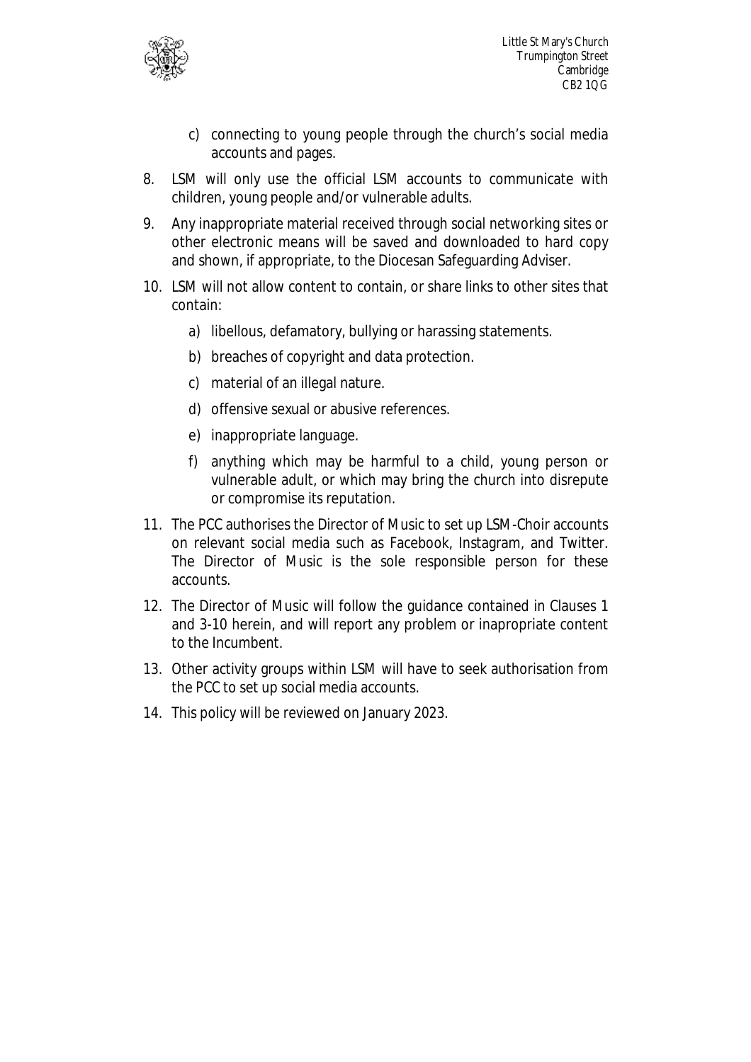c) connecting to young people through the church's social media accounts and pages.

8. LSM will only use the official LSM accounts to communicate with children, young people and/or vulnerable adults.
9. Any inappropriate material received through social networking sites or other electronic means will be saved and downloaded to hard copy and shown, if appropriate, to the Diocesan Safeguarding Adviser.
10. LSM will not allow content to contain, or share links to other sites that contain:
    - a) libellous, defamatory, bullying or harassing statements.
    - b) breaches of copyright and data protection.
    - c) material of an illegal nature.
    - d) offensive sexual or abusive references.
    - e) inappropriate language.
    - f) anything which may be harmful to a child, young person or vulnerable adult, or which may bring the church into disrepute or compromise its reputation.
11. The PCC authorises the Director of Music to set up LSM-Choir accounts on relevant social media such as Facebook, Instagram, and Twitter. The Director of Music is the sole responsible person for these accounts.
12. The Director of Music will follow the guidance contained in Clauses 1 and 3-10 herein, and will report any problem or inapropriate content to the Incumbent.
13. Other activity groups within LSM will have to seek authorisation from the PCC to set up social media accounts.
14. This policy will be reviewed on January 2023.